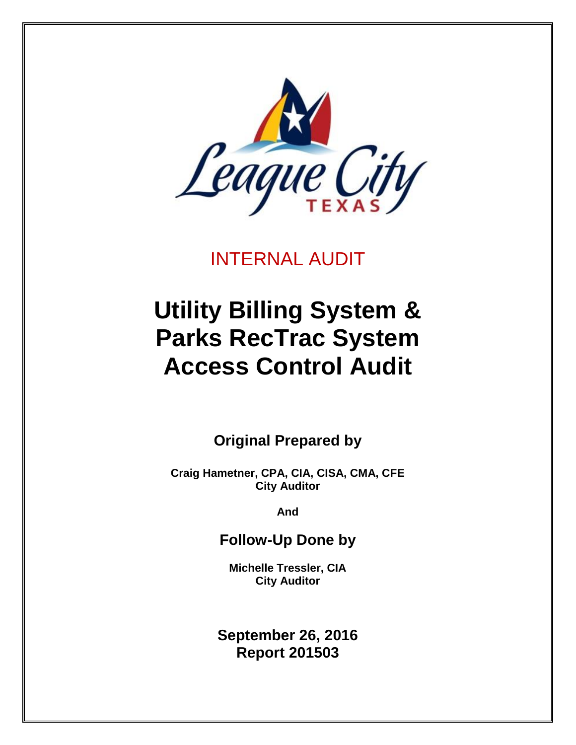INTERNAL AUDIT

# Utility Billing System & Parks RecTrac System Access Control Audit

**Original Prepared by**

**Craig Hametner, CPA, CIA, CISA, CMA, CFE**
**City Auditor**

**And**

**Follow-Up Done by**

**Michelle Tressler, CIA**
**City Auditor**

**September 26, 2016**
**Report 201503**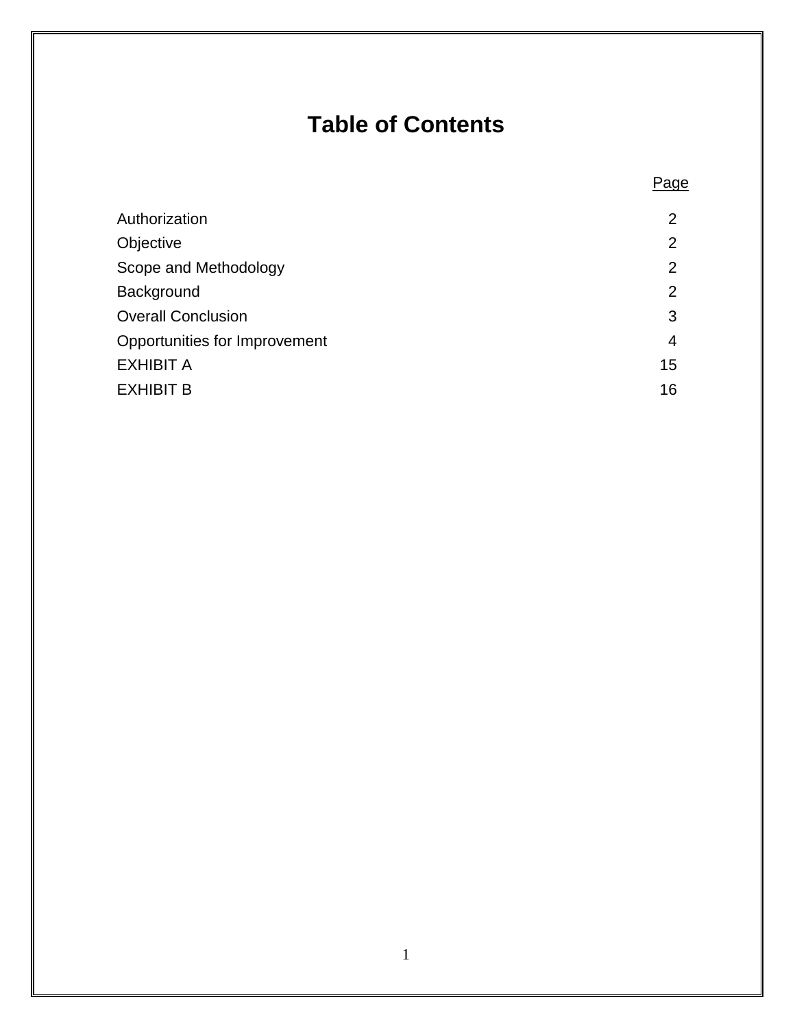# Table of Contents

| | Page |
|---|---|
| Authorization | 2 |
| Objective | 2 |
| Scope and Methodology | 2 |
| Background | 2 |
| Overall Conclusion | 3 |
| Opportunities for Improvement | 4 |
| EXHIBIT A | 15 |
| EXHIBIT B | 16 |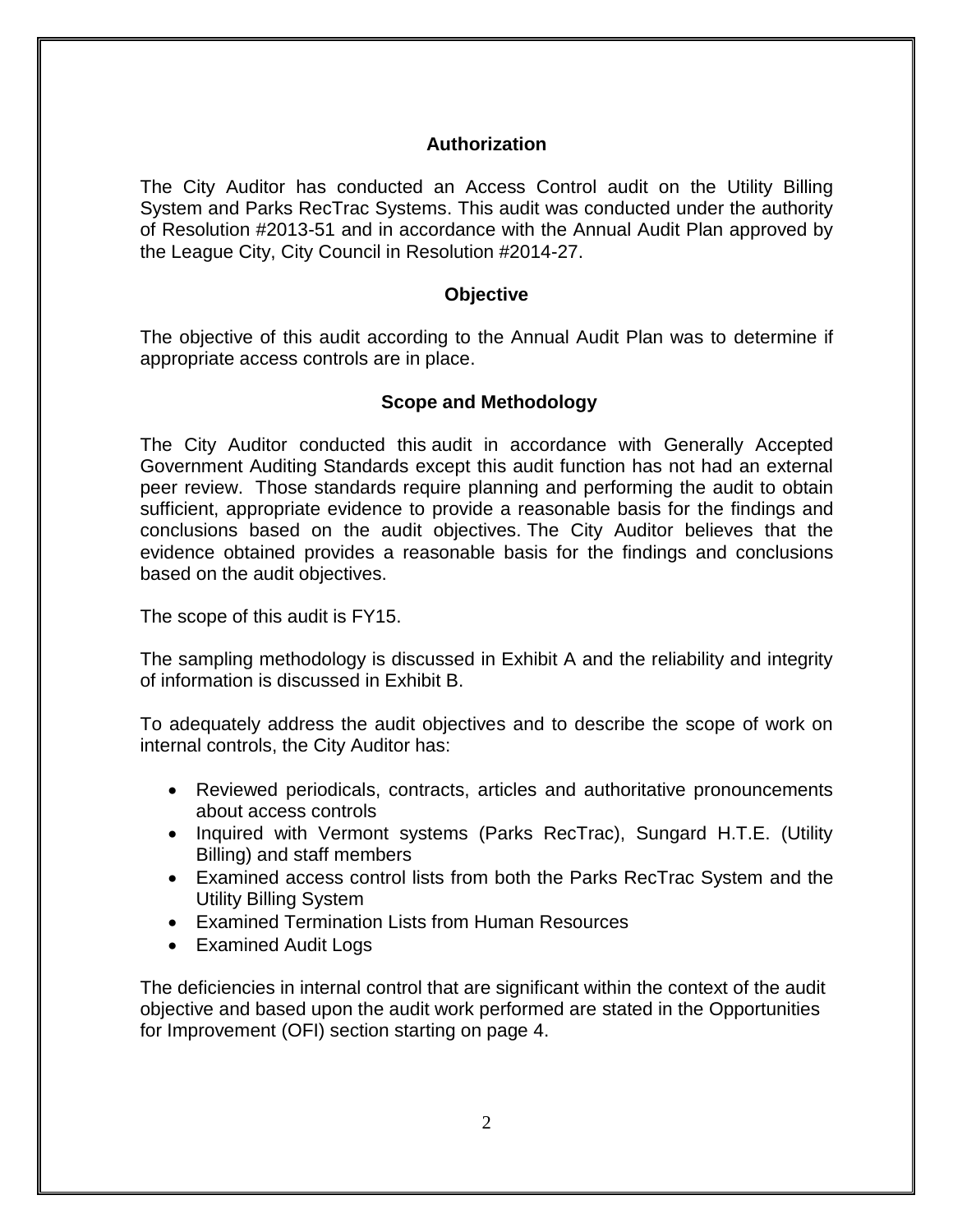## Authorization

The City Auditor has conducted an Access Control audit on the Utility Billing System and Parks RecTrac Systems. This audit was conducted under the authority of Resolution #2013-51 and in accordance with the Annual Audit Plan approved by the League City, City Council in Resolution #2014-27.

## Objective

The objective of this audit according to the Annual Audit Plan was to determine if appropriate access controls are in place.

## Scope and Methodology

The City Auditor conducted this audit in accordance with Generally Accepted Government Auditing Standards except this audit function has not had an external peer review. Those standards require planning and performing the audit to obtain sufficient, appropriate evidence to provide a reasonable basis for the findings and conclusions based on the audit objectives. The City Auditor believes that the evidence obtained provides a reasonable basis for the findings and conclusions based on the audit objectives.

The scope of this audit is FY15.

The sampling methodology is discussed in Exhibit A and the reliability and integrity of information is discussed in Exhibit B.

To adequately address the audit objectives and to describe the scope of work on internal controls, the City Auditor has:

- Reviewed periodicals, contracts, articles and authoritative pronouncements about access controls
- Inquired with Vermont systems (Parks RecTrac), Sungard H.T.E. (Utility Billing) and staff members
- Examined access control lists from both the Parks RecTrac System and the Utility Billing System
- Examined Termination Lists from Human Resources
- Examined Audit Logs

The deficiencies in internal control that are significant within the context of the audit objective and based upon the audit work performed are stated in the Opportunities for Improvement (OFI) section starting on page 4.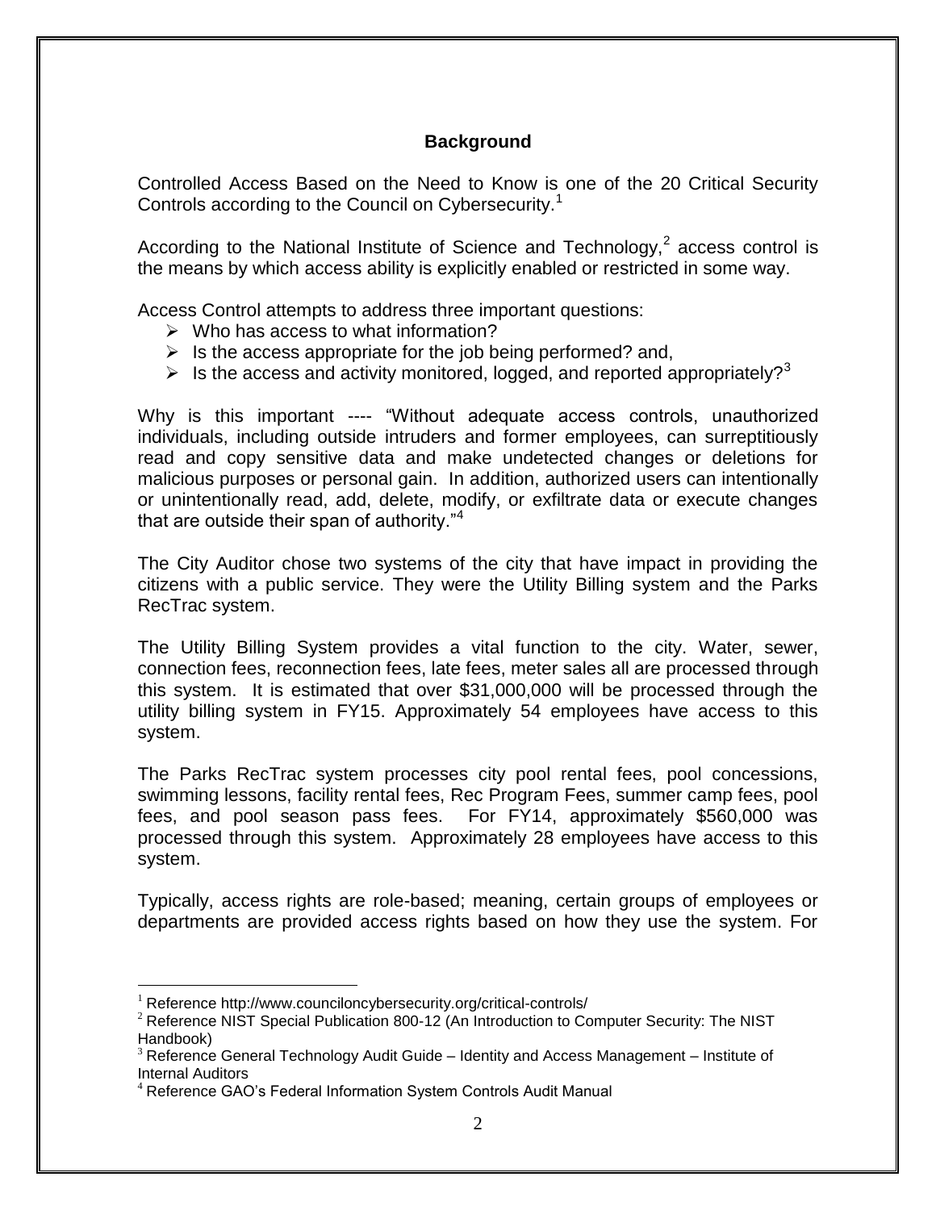## Background

Controlled Access Based on the Need to Know is one of the 20 Critical Security Controls according to the Council on Cybersecurity.[1]

According to the National Institute of Science and Technology,[2] access control is the means by which access ability is explicitly enabled or restricted in some way.

Access Control attempts to address three important questions:

- Who has access to what information?
- Is the access appropriate for the job being performed? and,
- Is the access and activity monitored, logged, and reported appropriately?[3]

Why is this important ---- "Without adequate access controls, unauthorized individuals, including outside intruders and former employees, can surreptitiously read and copy sensitive data and make undetected changes or deletions for malicious purposes or personal gain. In addition, authorized users can intentionally or unintentionally read, add, delete, modify, or exfiltrate data or execute changes that are outside their span of authority."[4]

The City Auditor chose two systems of the city that have impact in providing the citizens with a public service. They were the Utility Billing system and the Parks RecTrac system.

The Utility Billing System provides a vital function to the city. Water, sewer, connection fees, reconnection fees, late fees, meter sales all are processed through this system. It is estimated that over $31,000,000 will be processed through the utility billing system in FY15. Approximately 54 employees have access to this system.

The Parks RecTrac system processes city pool rental fees, pool concessions, swimming lessons, facility rental fees, Rec Program Fees, summer camp fees, pool fees, and pool season pass fees. For FY14, approximately $560,000 was processed through this system. Approximately 28 employees have access to this system.

Typically, access rights are role-based; meaning, certain groups of employees or departments are provided access rights based on how they use the system. For

---

[1] Reference http://www.counciloncybersecurity.org/critical-controls/

[2] Reference NIST Special Publication 800-12 (An Introduction to Computer Security: The NIST Handbook)

[3] Reference General Technology Audit Guide – Identity and Access Management – Institute of Internal Auditors

[4] Reference GAO's Federal Information System Controls Audit Manual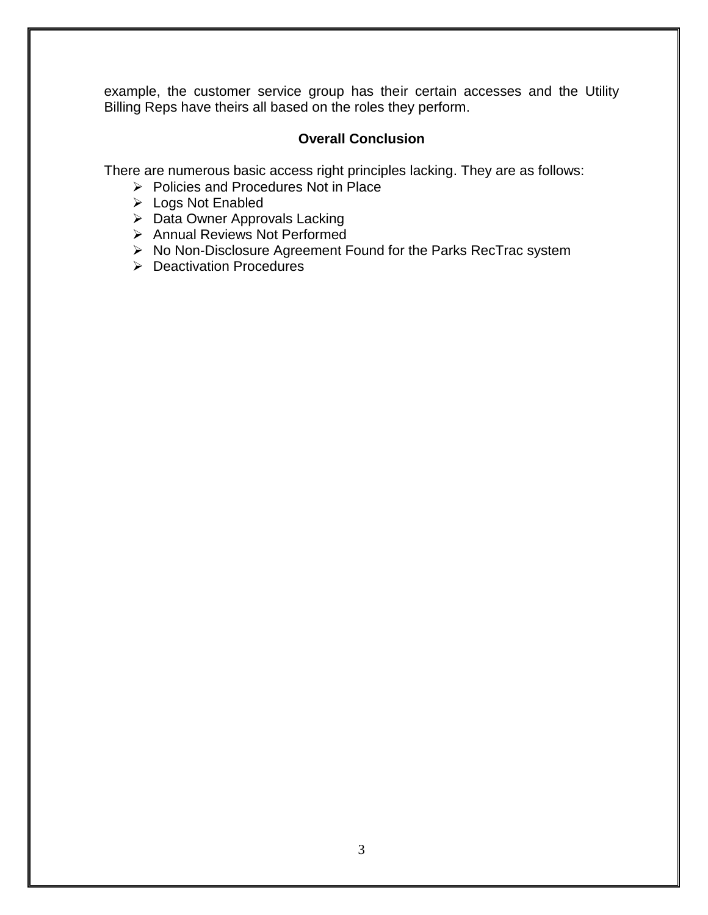example, the customer service group has their certain accesses and the Utility Billing Reps have theirs all based on the roles they perform.

## Overall Conclusion

There are numerous basic access right principles lacking. They are as follows:

- Policies and Procedures Not in Place
- Logs Not Enabled
- Data Owner Approvals Lacking
- Annual Reviews Not Performed
- No Non-Disclosure Agreement Found for the Parks RecTrac system
- Deactivation Procedures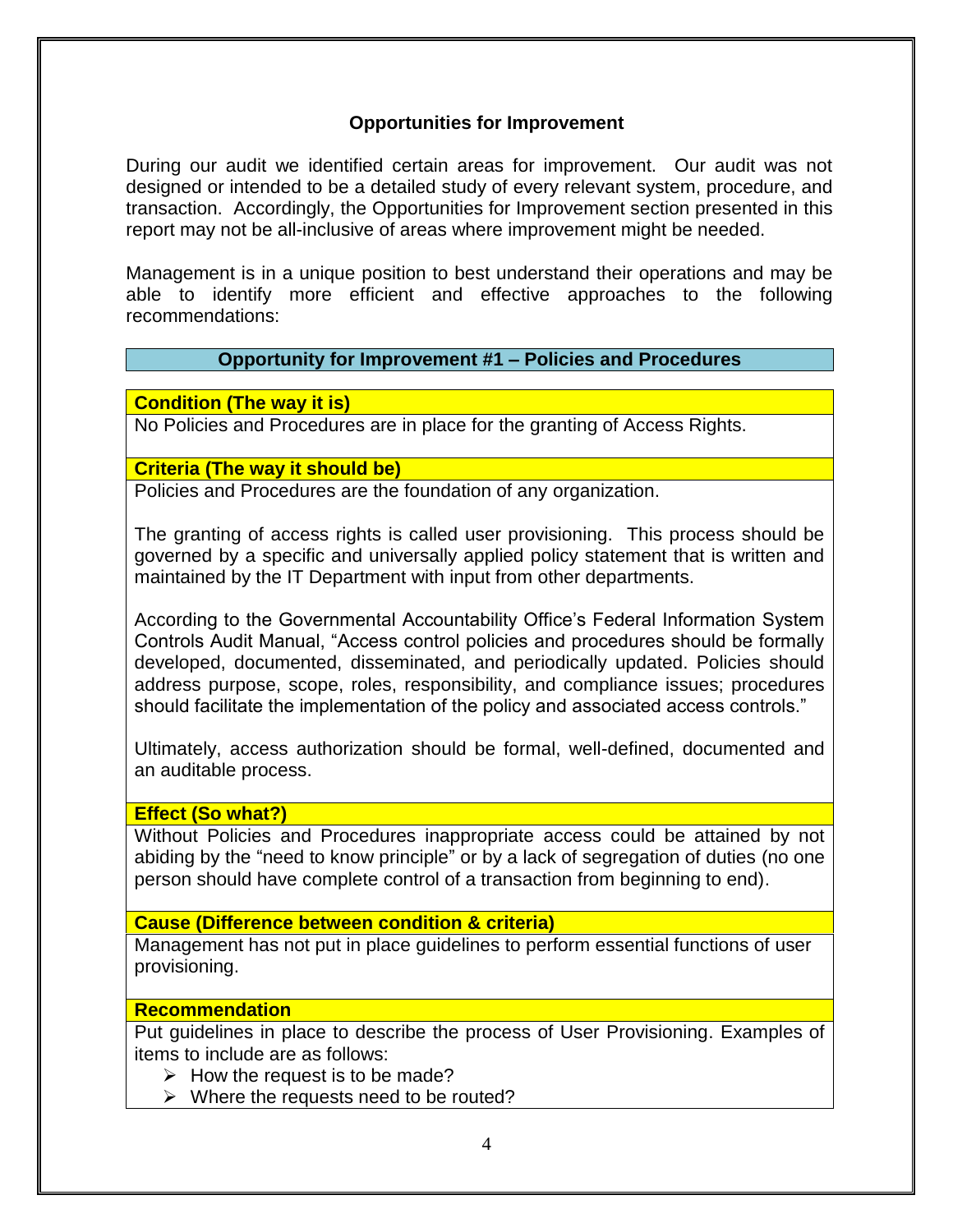## Opportunities for Improvement

During our audit we identified certain areas for improvement. Our audit was not designed or intended to be a detailed study of every relevant system, procedure, and transaction. Accordingly, the Opportunities for Improvement section presented in this report may not be all-inclusive of areas where improvement might be needed.

Management is in a unique position to best understand their operations and may be able to identify more efficient and effective approaches to the following recommendations:

### Opportunity for Improvement #1 – Policies and Procedures

**Condition (The way it is)**

No Policies and Procedures are in place for the granting of Access Rights.

**Criteria (The way it should be)**

Policies and Procedures are the foundation of any organization.

The granting of access rights is called user provisioning. This process should be governed by a specific and universally applied policy statement that is written and maintained by the IT Department with input from other departments.

According to the Governmental Accountability Office's Federal Information System Controls Audit Manual, "Access control policies and procedures should be formally developed, documented, disseminated, and periodically updated. Policies should address purpose, scope, roles, responsibility, and compliance issues; procedures should facilitate the implementation of the policy and associated access controls."

Ultimately, access authorization should be formal, well-defined, documented and an auditable process.

**Effect (So what?)**

Without Policies and Procedures inappropriate access could be attained by not abiding by the "need to know principle" or by a lack of segregation of duties (no one person should have complete control of a transaction from beginning to end).

**Cause (Difference between condition & criteria)**

Management has not put in place guidelines to perform essential functions of user provisioning.

**Recommendation**

Put guidelines in place to describe the process of User Provisioning. Examples of items to include are as follows:

- How the request is to be made?
- Where the requests need to be routed?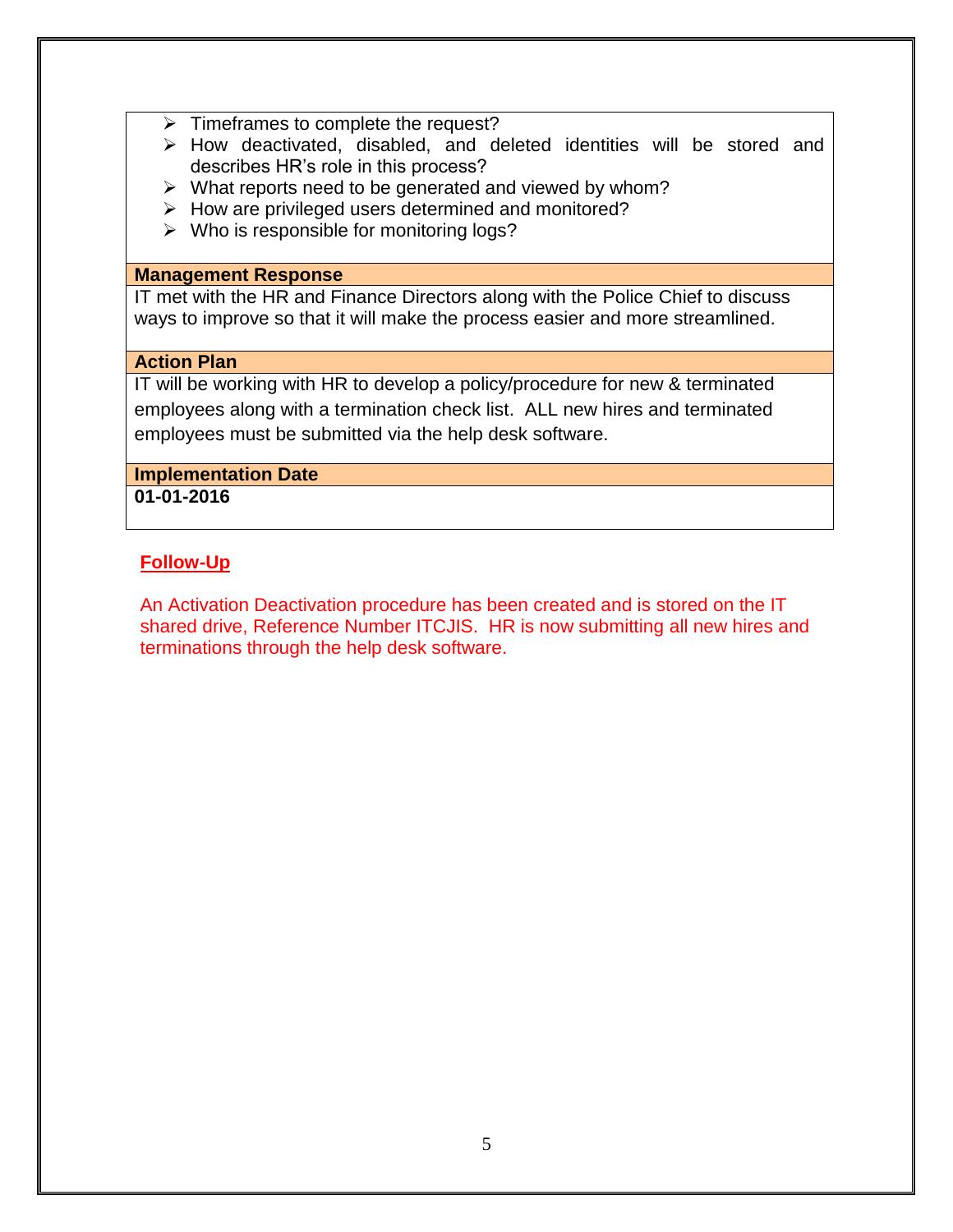- Timeframes to complete the request?
- How deactivated, disabled, and deleted identities will be stored and describes HR's role in this process?
- What reports need to be generated and viewed by whom?
- How are privileged users determined and monitored?
- Who is responsible for monitoring logs?

**Management Response**

IT met with the HR and Finance Directors along with the Police Chief to discuss ways to improve so that it will make the process easier and more streamlined.

**Action Plan**

IT will be working with HR to develop a policy/procedure for new & terminated employees along with a termination check list. ALL new hires and terminated employees must be submitted via the help desk software.

**Implementation Date**

**01-01-2016**

## Follow-Up

An Activation Deactivation procedure has been created and is stored on the IT shared drive, Reference Number ITCJIS. HR is now submitting all new hires and terminations through the help desk software.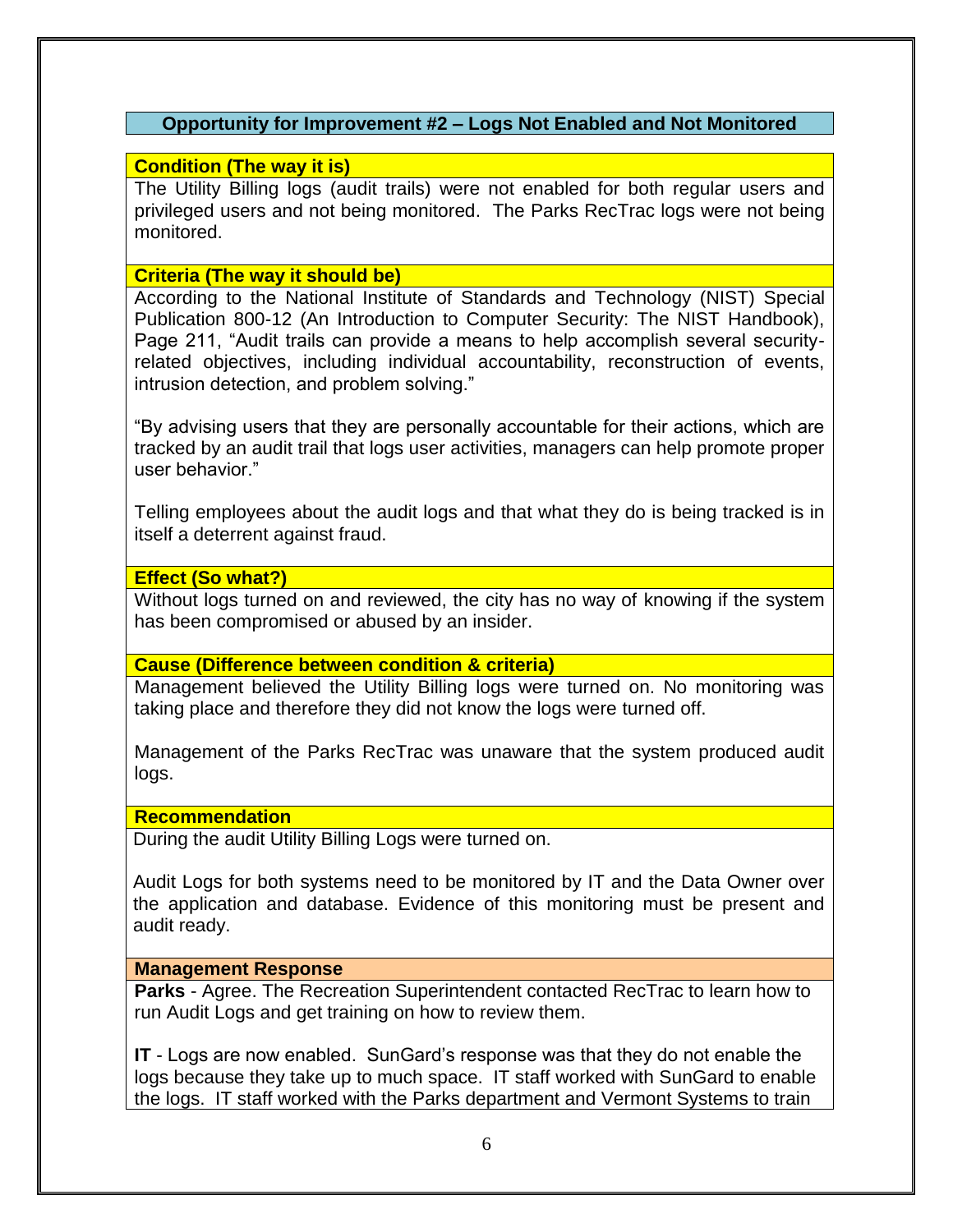## Opportunity for Improvement #2 – Logs Not Enabled and Not Monitored

**Condition (The way it is)**

The Utility Billing logs (audit trails) were not enabled for both regular users and privileged users and not being monitored. The Parks RecTrac logs were not being monitored.

**Criteria (The way it should be)**

According to the National Institute of Standards and Technology (NIST) Special Publication 800-12 (An Introduction to Computer Security: The NIST Handbook), Page 211, "Audit trails can provide a means to help accomplish several security-related objectives, including individual accountability, reconstruction of events, intrusion detection, and problem solving."

"By advising users that they are personally accountable for their actions, which are tracked by an audit trail that logs user activities, managers can help promote proper user behavior."

Telling employees about the audit logs and that what they do is being tracked is in itself a deterrent against fraud.

**Effect (So what?)**

Without logs turned on and reviewed, the city has no way of knowing if the system has been compromised or abused by an insider.

**Cause (Difference between condition & criteria)**

Management believed the Utility Billing logs were turned on. No monitoring was taking place and therefore they did not know the logs were turned off.

Management of the Parks RecTrac was unaware that the system produced audit logs.

**Recommendation**

During the audit Utility Billing Logs were turned on.

Audit Logs for both systems need to be monitored by IT and the Data Owner over the application and database. Evidence of this monitoring must be present and audit ready.

**Management Response**

**Parks** - Agree. The Recreation Superintendent contacted RecTrac to learn how to run Audit Logs and get training on how to review them.

**IT** - Logs are now enabled. SunGard's response was that they do not enable the logs because they take up to much space. IT staff worked with SunGard to enable the logs. IT staff worked with the Parks department and Vermont Systems to train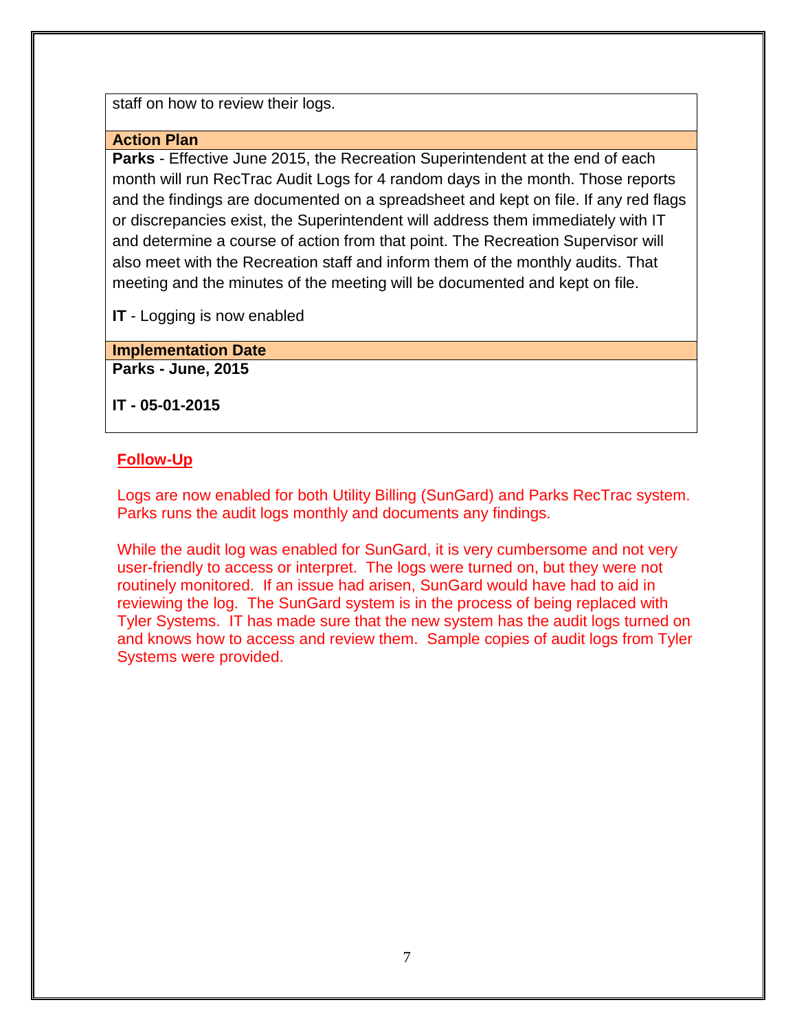staff on how to review their logs.

**Action Plan**

**Parks** - Effective June 2015, the Recreation Superintendent at the end of each month will run RecTrac Audit Logs for 4 random days in the month. Those reports and the findings are documented on a spreadsheet and kept on file. If any red flags or discrepancies exist, the Superintendent will address them immediately with IT and determine a course of action from that point. The Recreation Supervisor will also meet with the Recreation staff and inform them of the monthly audits. That meeting and the minutes of the meeting will be documented and kept on file.

**IT** - Logging is now enabled

**Implementation Date**

**Parks - June, 2015**

**IT - 05-01-2015**

**Follow-Up**

Logs are now enabled for both Utility Billing (SunGard) and Parks RecTrac system. Parks runs the audit logs monthly and documents any findings.

While the audit log was enabled for SunGard, it is very cumbersome and not very user-friendly to access or interpret. The logs were turned on, but they were not routinely monitored. If an issue had arisen, SunGard would have had to aid in reviewing the log. The SunGard system is in the process of being replaced with Tyler Systems. IT has made sure that the new system has the audit logs turned on and knows how to access and review them. Sample copies of audit logs from Tyler Systems were provided.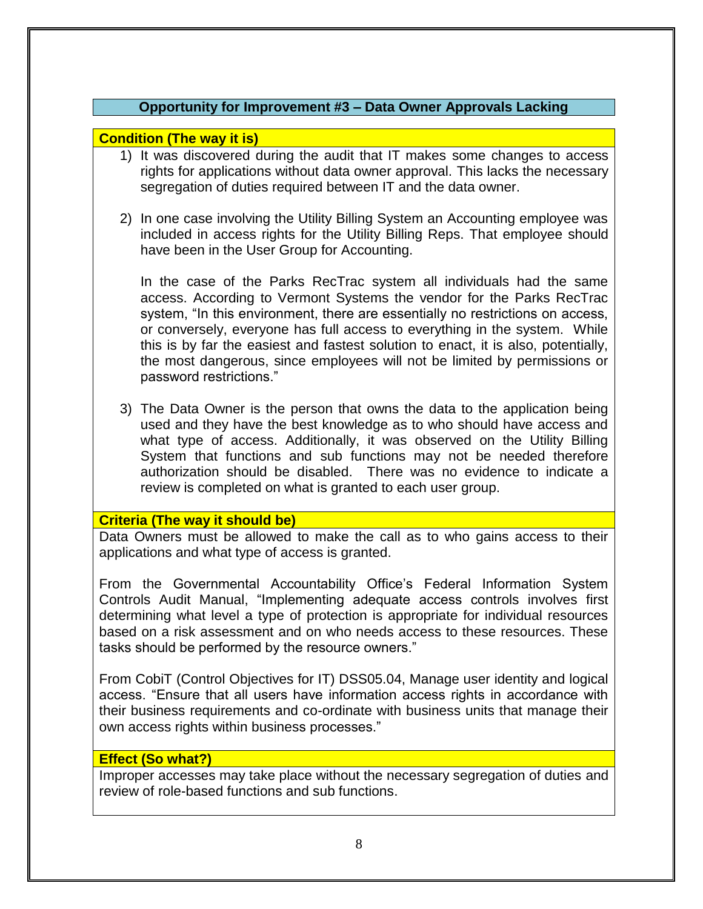## Opportunity for Improvement #3 – Data Owner Approvals Lacking

**Condition (The way it is)**

1) It was discovered during the audit that IT makes some changes to access rights for applications without data owner approval. This lacks the necessary segregation of duties required between IT and the data owner.

2) In one case involving the Utility Billing System an Accounting employee was included in access rights for the Utility Billing Reps. That employee should have been in the User Group for Accounting.

   In the case of the Parks RecTrac system all individuals had the same access. According to Vermont Systems the vendor for the Parks RecTrac system, "In this environment, there are essentially no restrictions on access, or conversely, everyone has full access to everything in the system. While this is by far the easiest and fastest solution to enact, it is also, potentially, the most dangerous, since employees will not be limited by permissions or password restrictions."

3) The Data Owner is the person that owns the data to the application being used and they have the best knowledge as to who should have access and what type of access. Additionally, it was observed on the Utility Billing System that functions and sub functions may not be needed therefore authorization should be disabled. There was no evidence to indicate a review is completed on what is granted to each user group.

**Criteria (The way it should be)**

Data Owners must be allowed to make the call as to who gains access to their applications and what type of access is granted.

From the Governmental Accountability Office's Federal Information System Controls Audit Manual, "Implementing adequate access controls involves first determining what level a type of protection is appropriate for individual resources based on a risk assessment and on who needs access to these resources. These tasks should be performed by the resource owners."

From CobiT (Control Objectives for IT) DSS05.04, Manage user identity and logical access. "Ensure that all users have information access rights in accordance with their business requirements and co-ordinate with business units that manage their own access rights within business processes."

**Effect (So what?)**

Improper accesses may take place without the necessary segregation of duties and review of role-based functions and sub functions.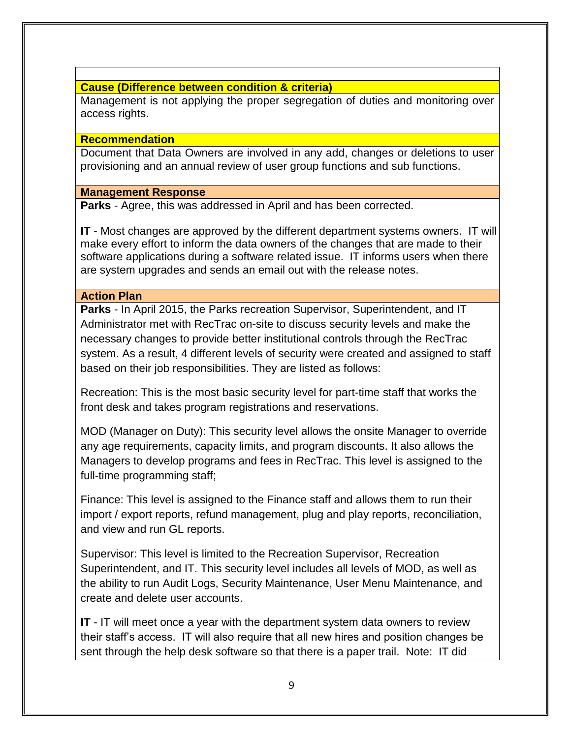**Cause (Difference between condition & criteria)**

Management is not applying the proper segregation of duties and monitoring over access rights.

**Recommendation**

Document that Data Owners are involved in any add, changes or deletions to user provisioning and an annual review of user group functions and sub functions.

**Management Response**

**Parks** - Agree, this was addressed in April and has been corrected.

**IT** - Most changes are approved by the different department systems owners. IT will make every effort to inform the data owners of the changes that are made to their software applications during a software related issue. IT informs users when there are system upgrades and sends an email out with the release notes.

**Action Plan**

**Parks** - In April 2015, the Parks recreation Supervisor, Superintendent, and IT Administrator met with RecTrac on-site to discuss security levels and make the necessary changes to provide better institutional controls through the RecTrac system. As a result, 4 different levels of security were created and assigned to staff based on their job responsibilities. They are listed as follows:

Recreation: This is the most basic security level for part-time staff that works the front desk and takes program registrations and reservations.

MOD (Manager on Duty): This security level allows the onsite Manager to override any age requirements, capacity limits, and program discounts. It also allows the Managers to develop programs and fees in RecTrac. This level is assigned to the full-time programming staff;

Finance: This level is assigned to the Finance staff and allows them to run their import / export reports, refund management, plug and play reports, reconciliation, and view and run GL reports.

Supervisor: This level is limited to the Recreation Supervisor, Recreation Superintendent, and IT. This security level includes all levels of MOD, as well as the ability to run Audit Logs, Security Maintenance, User Menu Maintenance, and create and delete user accounts.

**IT** - IT will meet once a year with the department system data owners to review their staff's access. IT will also require that all new hires and position changes be sent through the help desk software so that there is a paper trail. Note: IT did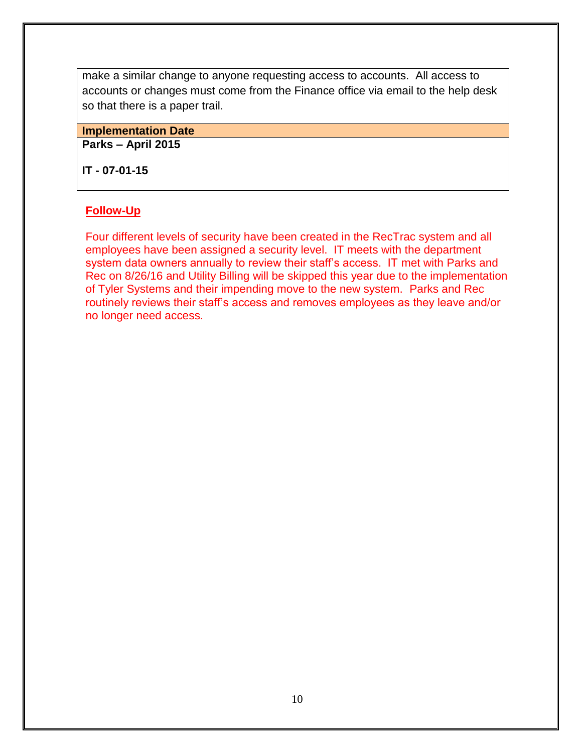make a similar change to anyone requesting access to accounts. All access to accounts or changes must come from the Finance office via email to the help desk so that there is a paper trail.

**Implementation Date**

**Parks – April 2015**

**IT - 07-01-15**

**Follow-Up**

Four different levels of security have been created in the RecTrac system and all employees have been assigned a security level. IT meets with the department system data owners annually to review their staff's access. IT met with Parks and Rec on 8/26/16 and Utility Billing will be skipped this year due to the implementation of Tyler Systems and their impending move to the new system. Parks and Rec routinely reviews their staff's access and removes employees as they leave and/or no longer need access.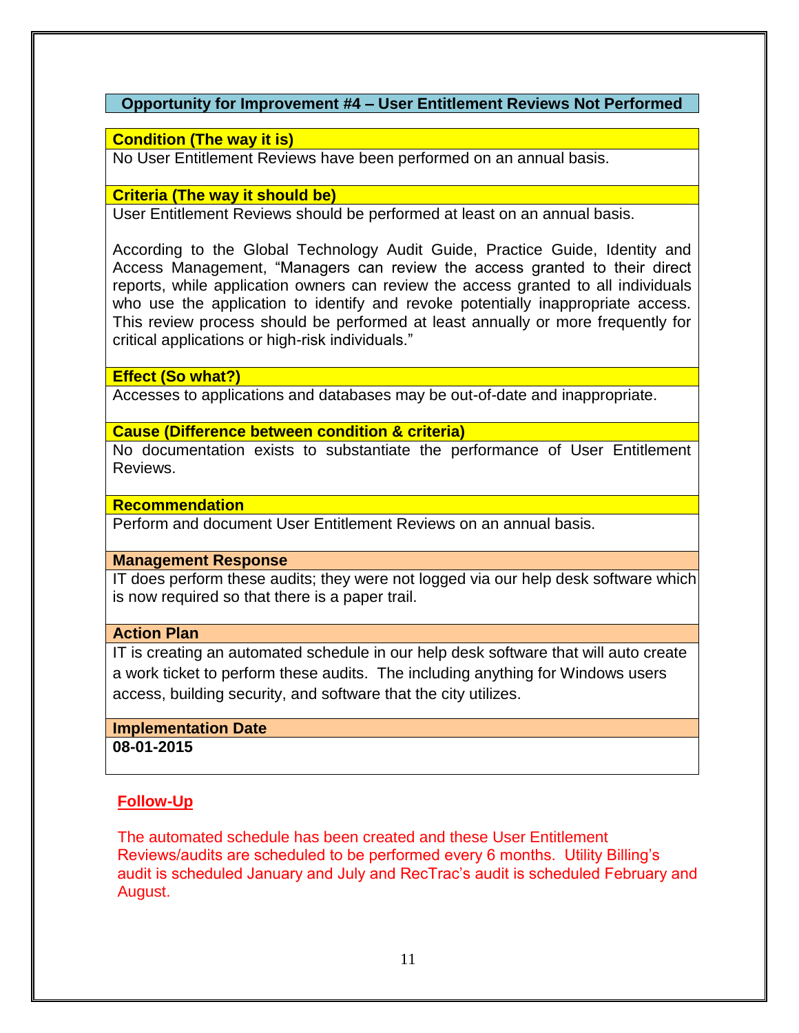## Opportunity for Improvement #4 – User Entitlement Reviews Not Performed

**Condition (The way it is)**

No User Entitlement Reviews have been performed on an annual basis.

**Criteria (The way it should be)**

User Entitlement Reviews should be performed at least on an annual basis.

According to the Global Technology Audit Guide, Practice Guide, Identity and Access Management, "Managers can review the access granted to their direct reports, while application owners can review the access granted to all individuals who use the application to identify and revoke potentially inappropriate access. This review process should be performed at least annually or more frequently for critical applications or high-risk individuals."

**Effect (So what?)**

Accesses to applications and databases may be out-of-date and inappropriate.

**Cause (Difference between condition & criteria)**

No documentation exists to substantiate the performance of User Entitlement Reviews.

**Recommendation**

Perform and document User Entitlement Reviews on an annual basis.

**Management Response**

IT does perform these audits; they were not logged via our help desk software which is now required so that there is a paper trail.

**Action Plan**

IT is creating an automated schedule in our help desk software that will auto create a work ticket to perform these audits. The including anything for Windows users access, building security, and software that the city utilizes.

**Implementation Date**

**08-01-2015**

**Follow-Up**

The automated schedule has been created and these User Entitlement Reviews/audits are scheduled to be performed every 6 months. Utility Billing's audit is scheduled January and July and RecTrac's audit is scheduled February and August.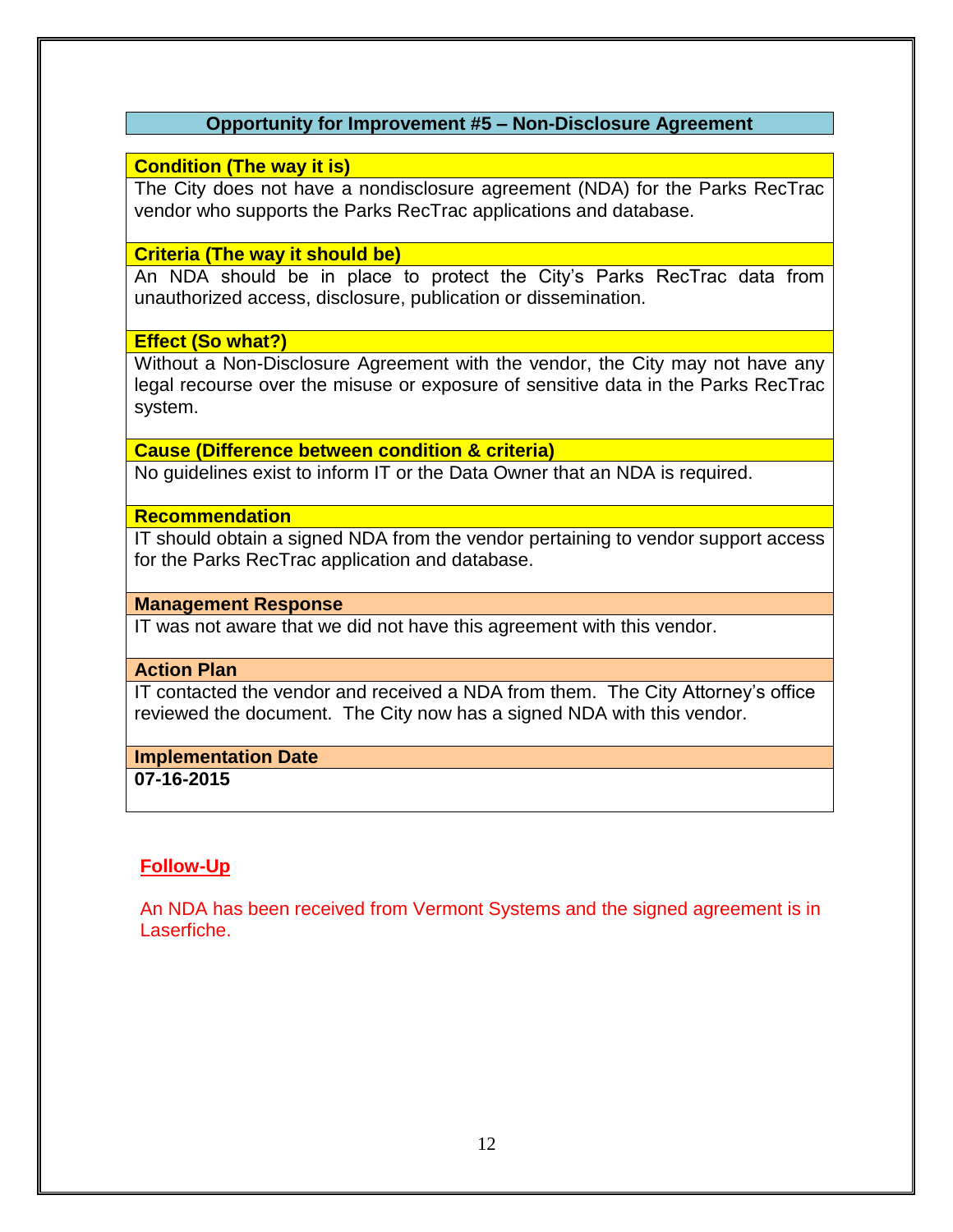## Opportunity for Improvement #5 – Non-Disclosure Agreement

**Condition (The way it is)**

The City does not have a nondisclosure agreement (NDA) for the Parks RecTrac vendor who supports the Parks RecTrac applications and database.

**Criteria (The way it should be)**

An NDA should be in place to protect the City's Parks RecTrac data from unauthorized access, disclosure, publication or dissemination.

**Effect (So what?)**

Without a Non-Disclosure Agreement with the vendor, the City may not have any legal recourse over the misuse or exposure of sensitive data in the Parks RecTrac system.

**Cause (Difference between condition & criteria)**

No guidelines exist to inform IT or the Data Owner that an NDA is required.

**Recommendation**

IT should obtain a signed NDA from the vendor pertaining to vendor support access for the Parks RecTrac application and database.

**Management Response**

IT was not aware that we did not have this agreement with this vendor.

**Action Plan**

IT contacted the vendor and received a NDA from them. The City Attorney's office reviewed the document. The City now has a signed NDA with this vendor.

**Implementation Date**

**07-16-2015**

**Follow-Up**

An NDA has been received from Vermont Systems and the signed agreement is in Laserfiche.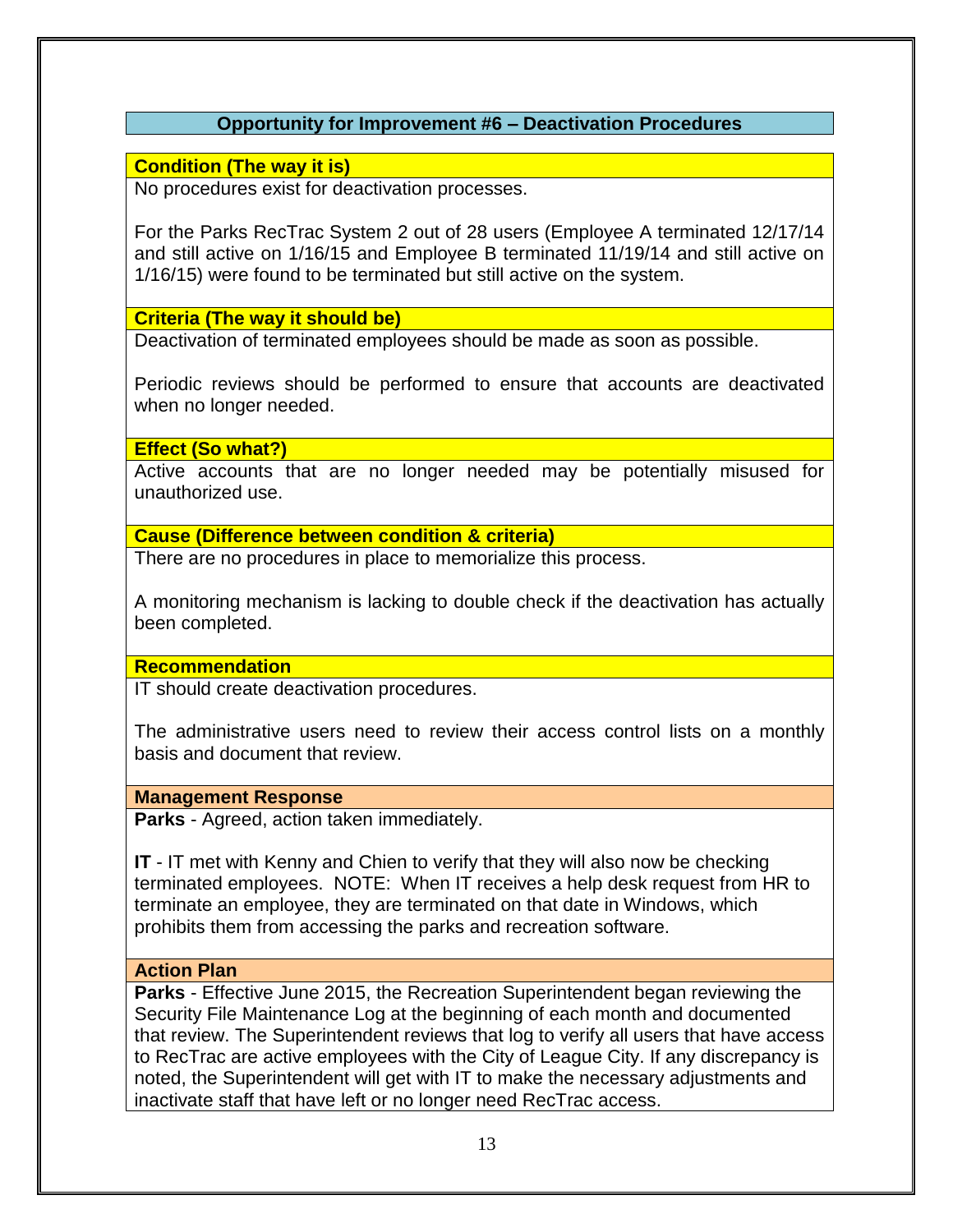## Opportunity for Improvement #6 – Deactivation Procedures

**Condition (The way it is)**

No procedures exist for deactivation processes.

For the Parks RecTrac System 2 out of 28 users (Employee A terminated 12/17/14 and still active on 1/16/15 and Employee B terminated 11/19/14 and still active on 1/16/15) were found to be terminated but still active on the system.

**Criteria (The way it should be)**

Deactivation of terminated employees should be made as soon as possible.

Periodic reviews should be performed to ensure that accounts are deactivated when no longer needed.

**Effect (So what?)**

Active accounts that are no longer needed may be potentially misused for unauthorized use.

**Cause (Difference between condition & criteria)**

There are no procedures in place to memorialize this process.

A monitoring mechanism is lacking to double check if the deactivation has actually been completed.

**Recommendation**

IT should create deactivation procedures.

The administrative users need to review their access control lists on a monthly basis and document that review.

**Management Response**

**Parks** - Agreed, action taken immediately.

**IT** - IT met with Kenny and Chien to verify that they will also now be checking terminated employees. NOTE: When IT receives a help desk request from HR to terminate an employee, they are terminated on that date in Windows, which prohibits them from accessing the parks and recreation software.

**Action Plan**

**Parks** - Effective June 2015, the Recreation Superintendent began reviewing the Security File Maintenance Log at the beginning of each month and documented that review. The Superintendent reviews that log to verify all users that have access to RecTrac are active employees with the City of League City. If any discrepancy is noted, the Superintendent will get with IT to make the necessary adjustments and inactivate staff that have left or no longer need RecTrac access.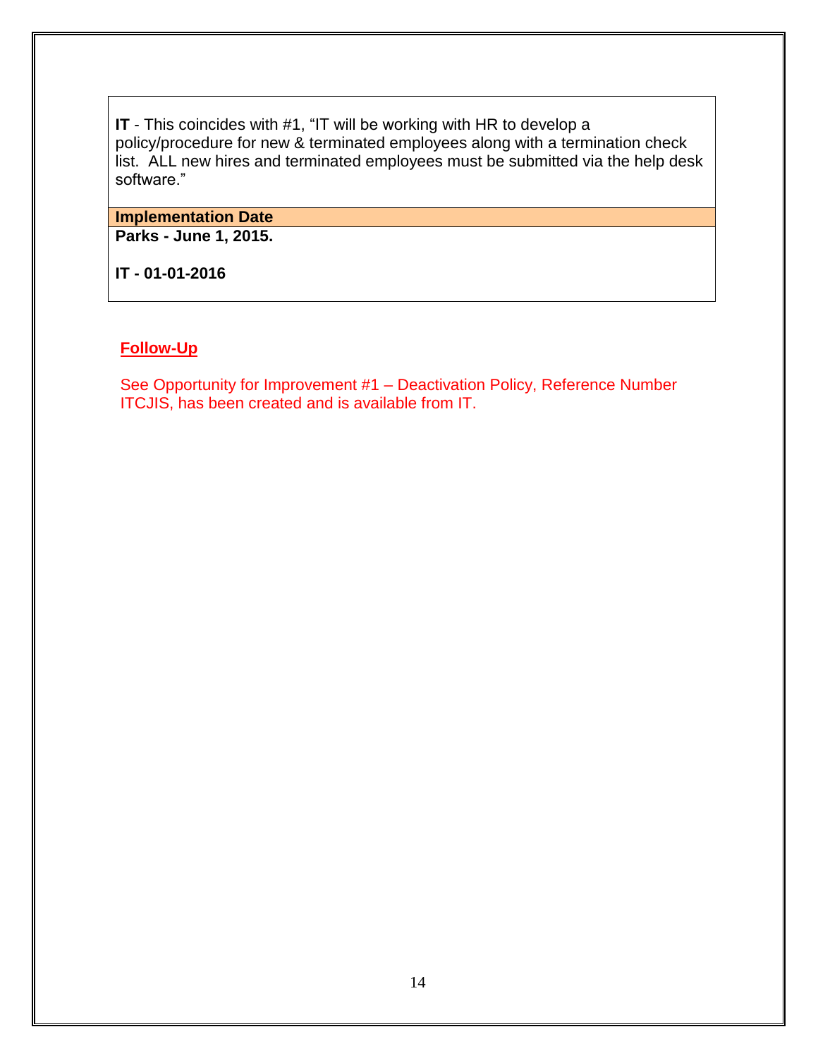**IT** - This coincides with #1, “IT will be working with HR to develop a policy/procedure for new & terminated employees along with a termination check list. ALL new hires and terminated employees must be submitted via the help desk software.”

**Implementation Date**

**Parks - June 1, 2015.**

**IT - 01-01-2016**

## Follow-Up

See Opportunity for Improvement #1 – Deactivation Policy, Reference Number ITCJIS, has been created and is available from IT.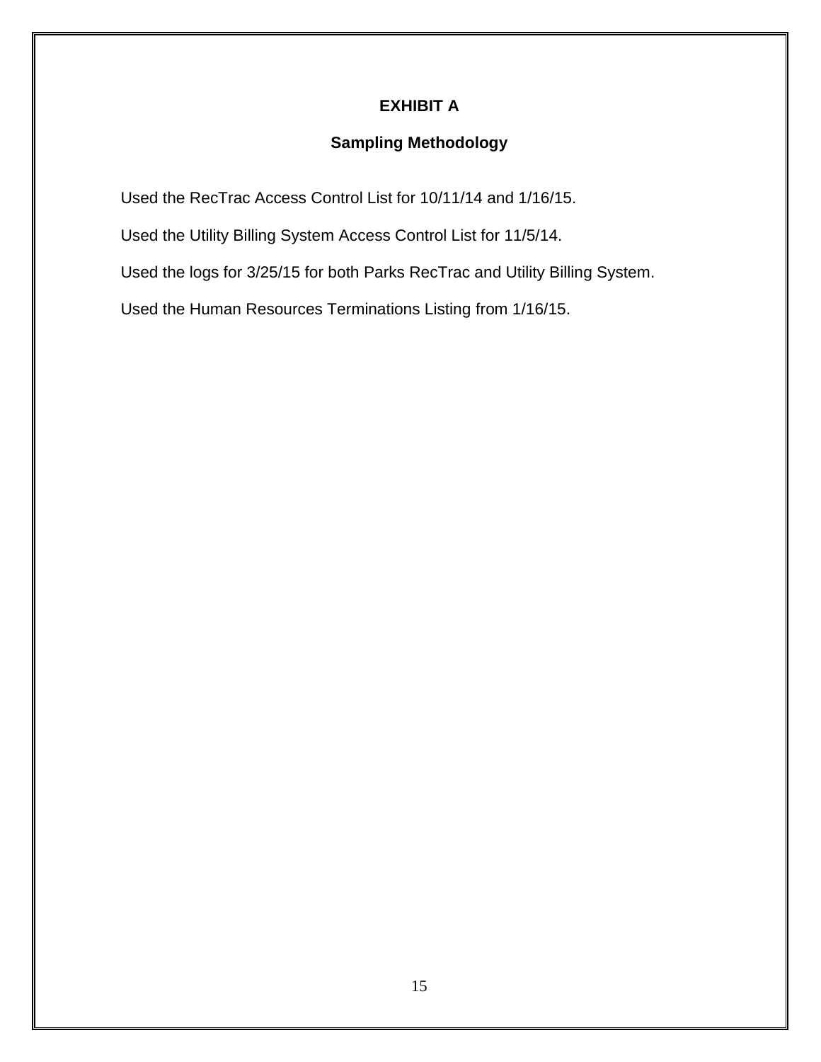# EXHIBIT A

## Sampling Methodology

Used the RecTrac Access Control List for 10/11/14 and 1/16/15.

Used the Utility Billing System Access Control List for 11/5/14.

Used the logs for 3/25/15 for both Parks RecTrac and Utility Billing System.

Used the Human Resources Terminations Listing from 1/16/15.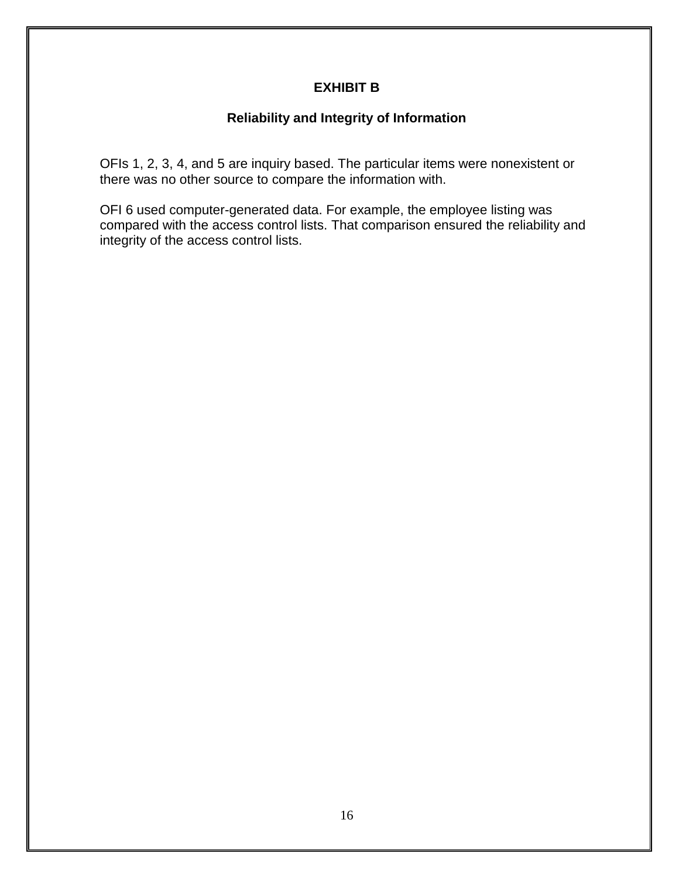# EXHIBIT B

## Reliability and Integrity of Information

OFIs 1, 2, 3, 4, and 5 are inquiry based. The particular items were nonexistent or there was no other source to compare the information with.

OFI 6 used computer-generated data. For example, the employee listing was compared with the access control lists. That comparison ensured the reliability and integrity of the access control lists.